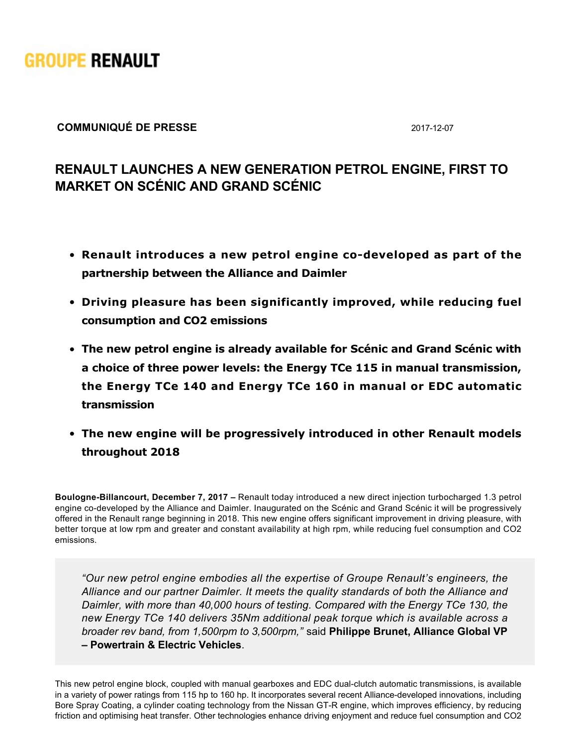**GROUPE RENAULT**

**COMMUNIQUÉ DE PRESSE** 2017-12-07

# RENAULT LAUNCHES A NEW GENERATION PETROL ENGINE, FIRST TO MARKET ON SCÉNIC AND GRAND SCÉNIC

- **Renault introduces a new petrol engine co-developed as part of the partnership between the Alliance and Daimler**
- **Driving pleasure has been significantly improved, while reducing fuel consumption and CO2 emissions**
- **The new petrol engine is already available for Scénic and Grand Scénic with a choice of three power levels: the Energy TCe 115 in manual transmission, the Energy TCe 140 and Energy TCe 160 in manual or EDC automatic transmission**
- **The new engine will be progressively introduced in other Renault models throughout 2018**

**Boulogne-Billancourt, December 7, 2017 –** Renault today introduced a new direct injection turbocharged 1.3 petrol engine co-developed by the Alliance and Daimler. Inaugurated on the Scénic and Grand Scénic it will be progressively offered in the Renault range beginning in 2018. This new engine offers significant improvement in driving pleasure, with better torque at low rpm and greater and constant availability at high rpm, while reducing fuel consumption and CO2 emissions.

> *"Our new petrol engine embodies all the expertise of Groupe Renault's engineers, the Alliance and our partner Daimler. It meets the quality standards of both the Alliance and Daimler, with more than 40,000 hours of testing. Compared with the Energy TCe 130, the new Energy TCe 140 delivers 35Nm additional peak torque which is available across a broader rev band, from 1,500rpm to 3,500rpm,"* said **Philippe Brunet, Alliance Global VP – Powertrain & Electric Vehicles**.

This new petrol engine block, coupled with manual gearboxes and EDC dual-clutch automatic transmissions, is available in a variety of power ratings from 115 hp to 160 hp. It incorporates several recent Alliance-developed innovations, including Bore Spray Coating, a cylinder coating technology from the Nissan GT-R engine, which improves efficiency, by reducing friction and optimising heat transfer. Other technologies enhance driving enjoyment and reduce fuel consumption and CO2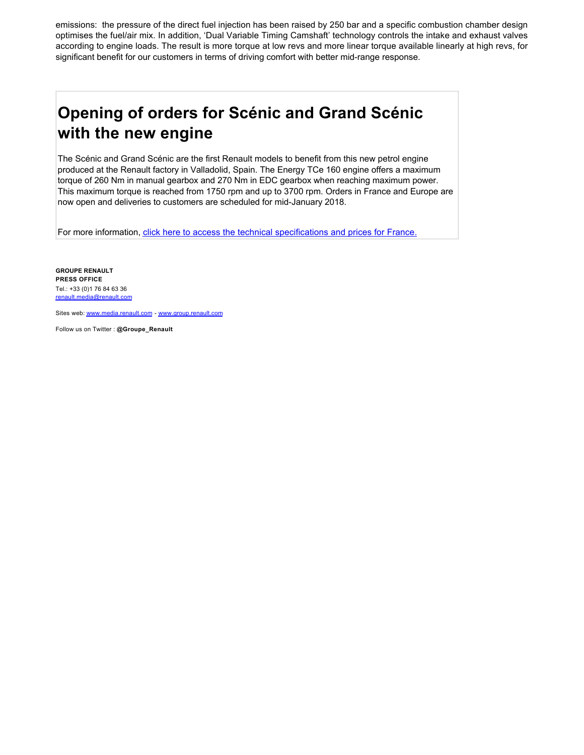emissions: the pressure of the direct fuel injection has been raised by 250 bar and a specific combustion chamber design optimises the fuel/air mix. In addition, 'Dual Variable Timing Camshaft' technology controls the intake and exhaust valves according to engine loads. The result is more torque at low revs and more linear torque available linearly at high revs, for significant benefit for our customers in terms of driving comfort with better mid-range response.

# Opening of orders for Scénic and Grand Scénic with the new engine

The Scénic and Grand Scénic are the first Renault models to benefit from this new petrol engine produced at the Renault factory in Valladolid, Spain. The Energy TCe 160 engine offers a maximum torque of 260 Nm in manual gearbox and 270 Nm in EDC gearbox when reaching maximum power. This maximum torque is reached from 1750 rpm and up to 3700 rpm. Orders in France and Europe are now open and deliveries to customers are scheduled for mid-January 2018.

For more information, click here to access the technical specifications and prices for France.

**GROUPE RENAULT**
**PRESS OFFICE**
Tel.: +33 (0)1 76 84 63 36
renault.media@renault.com

Sites web: www.media.renault.com - www.group.renault.com

Follow us on Twitter : **@Groupe_Renault**